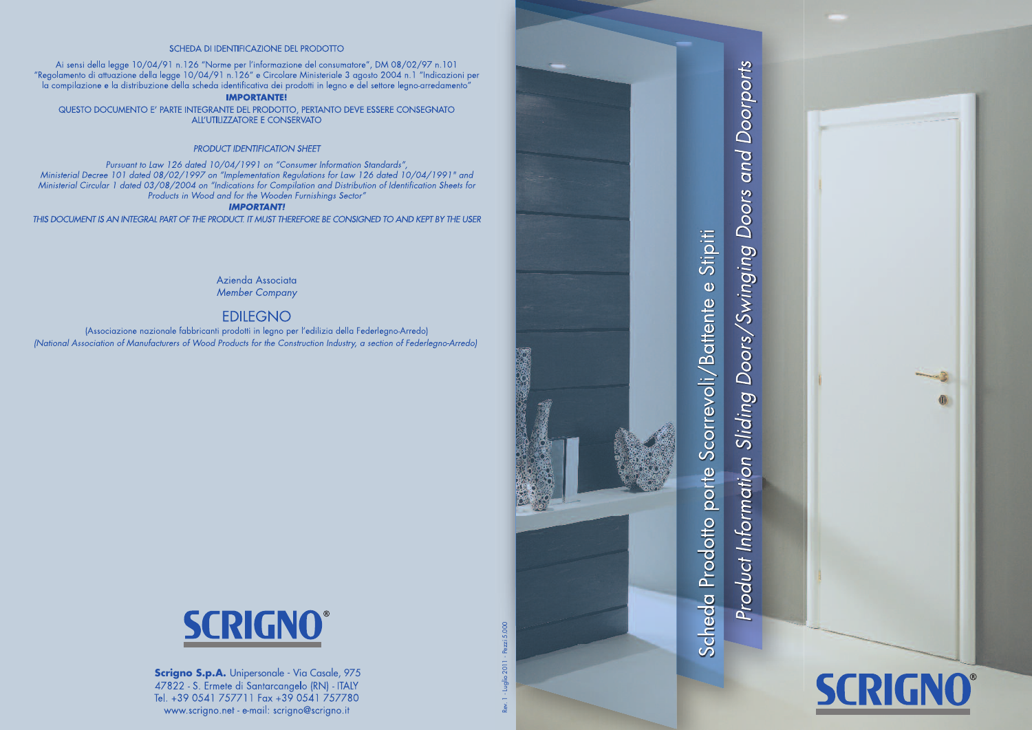SCHEDA DI IDENTIFICAZIONE DEL PRODOTTO

Ai sensi della legge 10/04/91 n.126 "Norme per l'informazione del consumatore", DM 08/02/97 n.101 "Regolamento di attuazione della legge 10/04/91 n.126" e Circolare Ministeriale 3 agosto 2004 n.1 "Indicazioni per la compilazione e la distribuzione della scheda identificativa dei prodotti in legno e del settore legno-arredamento"

**IMPORTANTE!**

QUESTO DOCUMENTO E' PARTE INTEGRANTE DEL PRODOTTO, PERTANTO DEVE ESSERE CONSEGNATO ALL'UTILIZZATORE E CONSERVATO

*PRODUCT IDENTIFICATION SHEET*

*Pursuant to Law 126 dated 10/04/1991 on "Consumer Information Standards", Ministerial Decree 101 dated 08/02/1997 on "Implementation Regulations for Law 126 dated 10/04/1991" and Ministerial Circular 1 dated 03/08/2004 on "Indications for Compilation and Distribution of Identification Sheets for Products in Wood and for the Wooden Furnishings Sector"*

***IMPORTANT!***

*THIS DOCUMENT IS AN INTEGRAL PART OF THE PRODUCT. IT MUST THEREFORE BE CONSIGNED TO AND KEPT BY THE USER*

Azienda Associata
*Member Company*

EDILEGNO

(Associazione nazionale fabbricanti prodotti in legno per l'edilizia della Federlegno-Arredo)
*(National Association of Manufacturers of Wood Products for the Construction Industry, a section of Federlegno-Arredo)*

SCRIGNO®

**Scrigno S.p.A.** Unipersonale - Via Casale, 975
47822 - S. Ermete di Santarcangelo (RN) - ITALY
Tel. +39 0541 757711 Fax +39 0541 757780
www.scrigno.net - e-mail: scrigno@scrigno.it

Rev. 1 - Luglio 2011 - Pezzi 5.000

# Scheda Prodotto porte Scorrevoli/Battente e Stipiti

# *Product Information Sliding Doors/Swinging Doors and Doorports*

SCRIGNO®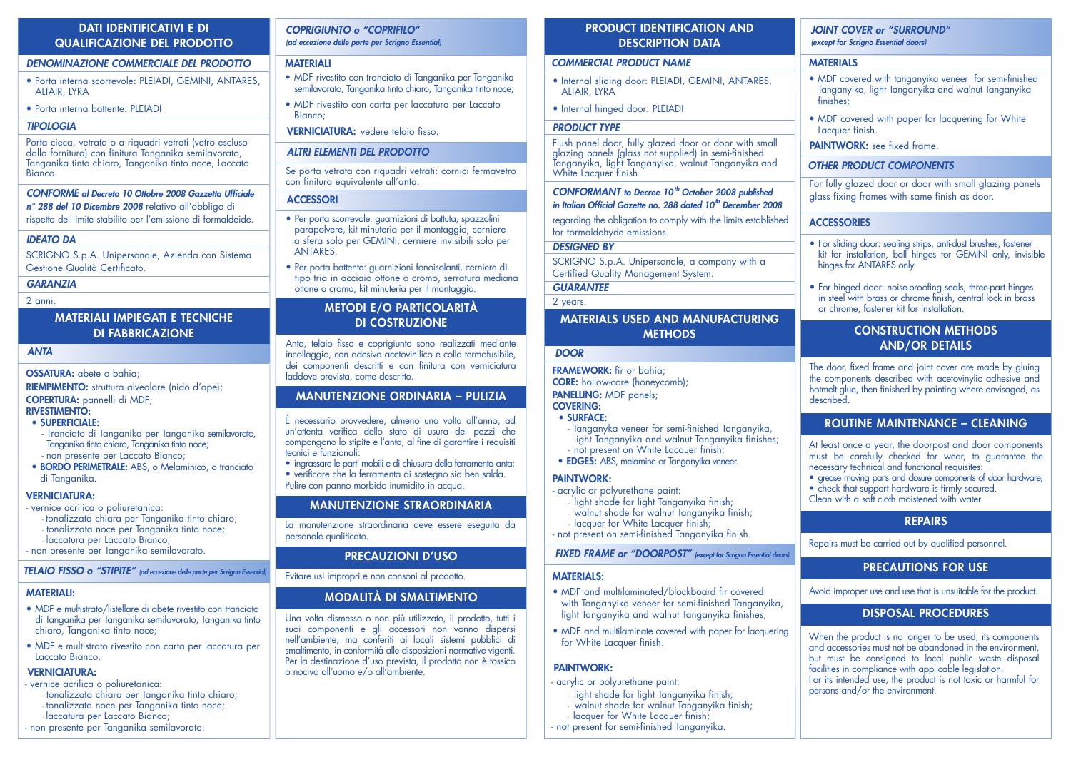## DATI IDENTIFICATIVI E DI QUALIFICAZIONE DEL PRODOTTO

### DENOMINAZIONE COMMERCIALE DEL PRODOTTO

- Porta interna scorrevole: PLEIADI, GEMINI, ANTARES, ALTAIR, LYRA
- Porta interna battente: PLEIADI

### TIPOLOGIA

Porta cieca, vetrata o a riquadri vetrati (vetro escluso dalla fornitura) con finitura Tanganika semilavorato, Tanganika tinto chiaro, Tanganika tinto noce, Laccato Bianco.

***CONFORME** al Decreto 10 Ottobre 2008 Gazzetta Ufficiale n° 288 del 10 Dicembre 2008* relativo all'obbligo di rispetto del limite stabilito per l'emissione di formaldeide.

### IDEATO DA

SCRIGNO S.p.A. Unipersonale, Azienda con Sistema Gestione Qualità Certificato.

### GARANZIA

2 anni.

## MATERIALI IMPIEGATI E TECNICHE DI FABBRICAZIONE

### ANTA

**OSSATURA:** abete o bahia;
**RIEMPIMENTO:** struttura alveolare (nido d'ape);
**COPERTURA:** pannelli di MDF;
**RIVESTIMENTO:**

- **SUPERFICIALE:**
  - Tranciato di Tanganika per Tanganika semilavorato, Tanganika tinto chiaro, Tanganika tinto noce;
  - non presente per Laccato Bianco;
- **BORDO PERIMETRALE:** ABS, o Melaminico, o tranciato di Tanganika.

**VERNICIATURA:**
- vernice acrilica o poliuretanica:
  - tonalizzata chiara per Tanganika tinto chiaro;
  - tonalizzata noce per Tanganika tinto noce;
  - laccatura per Laccato Bianco;
- non presente per Tanganika semilavorato.

### TELAIO FISSO o "STIPITE" *(ad eccezione delle porte per Scrigno Essential)*

**MATERIALI:**

- MDF e multistrato/listellare di abete rivestito con tranciato di Tanganika per Tanganika semilavorato, Tanganika tinto chiaro, Tanganika tinto noce;
- MDF e multistrato rivestito con carta per laccatura per Laccato Bianco.

**VERNICIATURA:**
- vernice acrilica o poliuretanica:
  - tonalizzata chiara per Tanganika tinto chiaro;
  - tonalizzata noce per Tanganika tinto noce;
  - laccatura per Laccato Bianco;
- non presente per Tanganika semilavorato.

### COPRIGIUNTO o "COPRIFILO"
*(ad eccezione delle porte per Scrigno Essential)*

**MATERIALI**

- MDF rivestito con tranciato di Tanganika per Tanganika semilavorato, Tanganika tinto chiaro, Tanganika tinto noce;
- MDF rivestito con carta per laccatura per Laccato Bianco;

**VERNICIATURA:** vedere telaio fisso.

### ALTRI ELEMENTI DEL PRODOTTO

Se porta vetrata con riquadri vetrati: cornici fermavetro con finitura equivalente all'anta.

### ACCESSORI

- Per porta scorrevole: guarnizioni di battuta, spazzolini parapolvere, kit minuteria per il montaggio, cerniere a sfera solo per GEMINI, cerniere invisibili solo per ANTARES.
- Per porta battente: guarnizioni fonoisolanti, cerniere di tipo tria in acciaio ottone o cromo, serratura mediana ottone o cromo, kit minuteria per il montaggio.

## METODI E/O PARTICOLARITÀ DI COSTRUZIONE

Anta, telaio fisso e coprigiunto sono realizzati mediante incollaggio, con adesivo acetovinilico e colla termofusibile, dei componenti descritti e con finitura con verniciatura laddove prevista, come descritto.

## MANUTENZIONE ORDINARIA – PULIZIA

È necessario provvedere, almeno una volta all'anno, ad un'attenta verifica dello stato di usura dei pezzi che compongono lo stipite e l'anta, al fine di garantire i requisiti tecnici e funzionali:
- ingrassare le parti mobili e di chiusura della ferramenta anta;
- verificare che la ferramenta di sostegno sia ben salda.

Pulire con panno morbido inumidito in acqua.

## MANUTENZIONE STRAORDINARIA

La manutenzione straordinaria deve essere eseguita da personale qualificato.

## PRECAUZIONI D'USO

Evitare usi impropri e non consoni al prodotto.

## MODALITÀ DI SMALTIMENTO

Una volta dismesso o non più utilizzato, il prodotto, tutti i suoi componenti e gli accessori non vanno dispersi nell'ambiente, ma conferiti ai locali sistemi pubblici di smaltimento, in conformità alle disposizioni normative vigenti. Per la destinazione d'uso prevista, il prodotto non è tossico o nocivo all'uomo e/o all'ambiente.

## PRODUCT IDENTIFICATION AND DESCRIPTION DATA

### COMMERCIAL PRODUCT NAME

- Internal sliding door: PLEIADI, GEMINI, ANTARES, ALTAIR, LYRA
- Internal hinged door: PLEIADI

### PRODUCT TYPE

Flush panel door, fully glazed door or door with small glazing panels (glass not supplied) in semi-finished Tanganyika, light Tanganyika, walnut Tanganyika and White Lacquer finish.

***CONFORMANT** to Decree 10th October 2008 published in Italian Official Gazette no. 288 dated 10th December 2008* regarding the obligation to comply with the limits established for formaldehyde emissions.

### DESIGNED BY

SCRIGNO S.p.A. Unipersonale, a company with a Certified Quality Management System.

### GUARANTEE

2 years.

## MATERIALS USED AND MANUFACTURING METHODS

### DOOR

**FRAMEWORK:** fir or bahia;
**CORE:** hollow-core (honeycomb);
**PANELLING:** MDF panels;
**COVERING:**

- **SURFACE:**
  - Tanganyka veneer for semi-finished Tanganyika, light Tanganyika and walnut Tanganyika finishes;
  - not present on White Lacquer finish;
- **EDGES:** ABS, melamine or Tanganyika veneer.

**PAINTWORK:**
- acrylic or polyurethane paint:
  - light shade for light Tanganyika finish;
  - walnut shade for walnut Tanganyika finish;
  - lacquer for White Lacquer finish;
- not present on semi-finished Tanganyika finish.

### FIXED FRAME or "DOORPOST" *(except for Scrigno Essential doors)*

**MATERIALS:**

- MDF and multilaminated/blockboard fir covered with Tanganyika veneer for semi-finished Tanganyika, light Tanganyika and walnut Tanganyika finishes;
- MDF and multilaminate covered with paper for lacquering for White Lacquer finish.

**PAINTWORK:**
- acrylic or polyurethane paint:
  - light shade for light Tanganyika finish;
  - walnut shade for walnut Tanganyika finish;
  - lacquer for White Lacquer finish;
- not present for semi-finished Tanganyika.

### JOINT COVER or "SURROUND"
*(except for Scrigno Essential doors)*

**MATERIALS**

- MDF covered with tanganyika veneer for semi-finished Tanganyika, light Tanganyika and walnut Tanganyika finishes;
- MDF covered with paper for lacquering for White Lacquer finish.

**PAINTWORK:** see fixed frame.

### OTHER PRODUCT COMPONENTS

For fully glazed door or door with small glazing panels glass fixing frames with same finish as door.

### ACCESSORIES

- For sliding door: sealing strips, anti-dust brushes, fastener kit for installation, ball hinges for GEMINI only, invisible hinges for ANTARES only.
- For hinged door: noise-proofing seals, three-part hinges in steel with brass or chrome finish, central lock in brass or chrome, fastener kit for installation.

## CONSTRUCTION METHODS AND/OR DETAILS

The door, fixed frame and joint cover are made by gluing the components described with acetovinylic adhesive and hotmelt glue, then finished by painting where envisaged, as described.

## ROUTINE MAINTENANCE – CLEANING

At least once a year, the doorpost and door components must be carefully checked for wear, to guarantee the necessary technical and functional requisites:
- grease moving parts and closure components of door hardware;
- check that support hardware is firmly secured.

Clean with a soft cloth moistened with water.

## REPAIRS

Repairs must be carried out by qualified personnel.

## PRECAUTIONS FOR USE

Avoid improper use and use that is unsuitable for the product.

## DISPOSAL PROCEDURES

When the product is no longer to be used, its components and accessories must not be abandoned in the environment, but must be consigned to local public waste disposal facilities in compliance with applicable legislation.
For its intended use, the product is not toxic or harmful for persons and/or the environment.